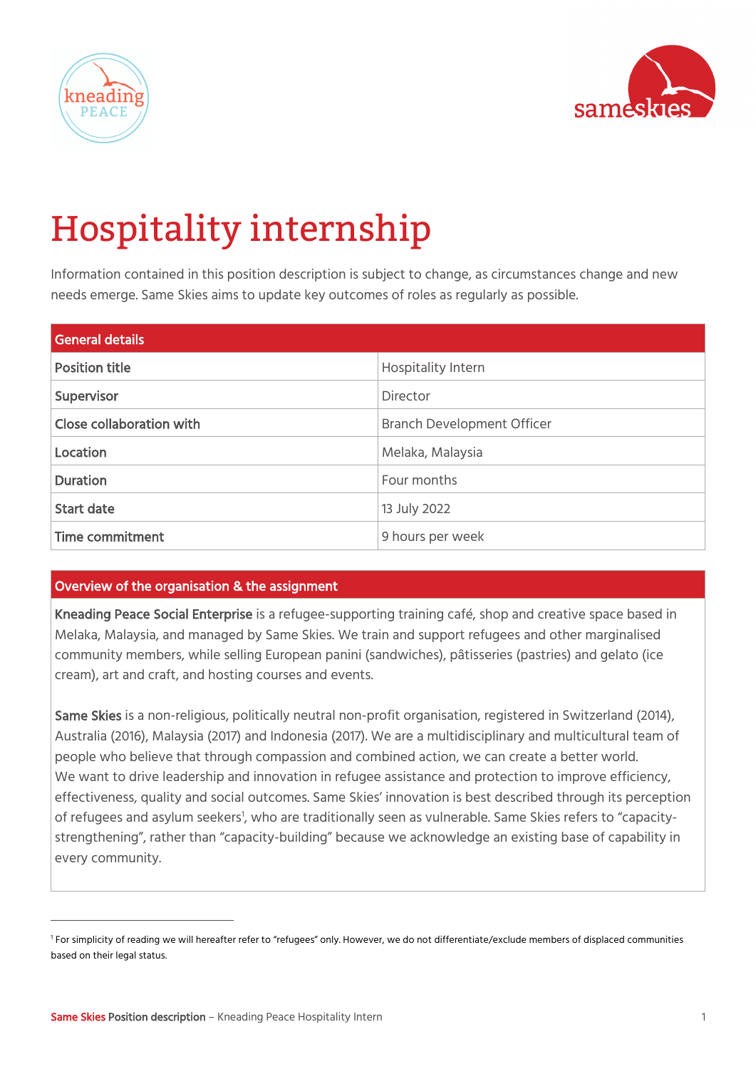# Hospitality internship

Information contained in this position description is subject to change, as circumstances change and new needs emerge. Same Skies aims to update key outcomes of roles as regularly as possible.

| General details | |
|---|---|
| **Position title** | Hospitality Intern |
| **Supervisor** | Director |
| **Close collaboration with** | Branch Development Officer |
| **Location** | Melaka, Malaysia |
| **Duration** | Four months |
| **Start date** | 13 July 2022 |
| **Time commitment** | 9 hours per week |

## Overview of the organisation & the assignment

**Kneading Peace Social Enterprise** is a refugee-supporting training café, shop and creative space based in Melaka, Malaysia, and managed by Same Skies. We train and support refugees and other marginalised community members, while selling European panini (sandwiches), pâtisseries (pastries) and gelato (ice cream), art and craft, and hosting courses and events.

**Same Skies** is a non-religious, politically neutral non-profit organisation, registered in Switzerland (2014), Australia (2016), Malaysia (2017) and Indonesia (2017). We are a multidisciplinary and multicultural team of people who believe that through compassion and combined action, we can create a better world. We want to drive leadership and innovation in refugee assistance and protection to improve efficiency, effectiveness, quality and social outcomes. Same Skies' innovation is best described through its perception of refugees and asylum seekers[1], who are traditionally seen as vulnerable. Same Skies refers to "capacity-strengthening", rather than "capacity-building" because we acknowledge an existing base of capability in every community.

[1] For simplicity of reading we will hereafter refer to "refugees" only. However, we do not differentiate/exclude members of displaced communities based on their legal status.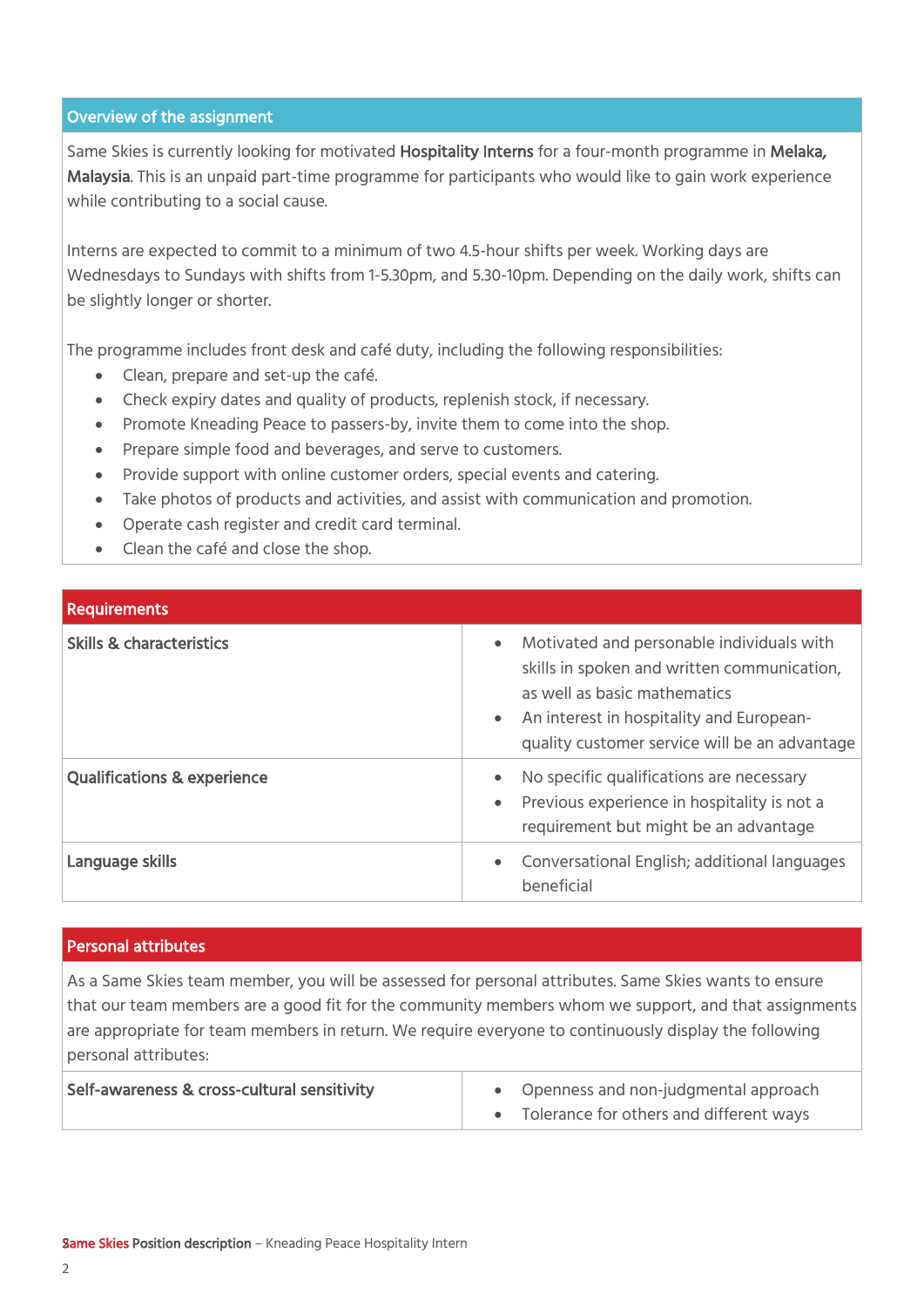## Overview of the assignment

Same Skies is currently looking for motivated **Hospitality Interns** for a four-month programme in **Melaka, Malaysia**. This is an unpaid part-time programme for participants who would like to gain work experience while contributing to a social cause.

Interns are expected to commit to a minimum of two 4.5-hour shifts per week. Working days are Wednesdays to Sundays with shifts from 1-5.30pm, and 5.30-10pm. Depending on the daily work, shifts can be slightly longer or shorter.

The programme includes front desk and café duty, including the following responsibilities:

- Clean, prepare and set-up the café.
- Check expiry dates and quality of products, replenish stock, if necessary.
- Promote Kneading Peace to passers-by, invite them to come into the shop.
- Prepare simple food and beverages, and serve to customers.
- Provide support with online customer orders, special events and catering.
- Take photos of products and activities, and assist with communication and promotion.
- Operate cash register and credit card terminal.
- Clean the café and close the shop.

## Requirements

| | |
|---|---|
| **Skills & characteristics** | • Motivated and personable individuals with skills in spoken and written communication, as well as basic mathematics<br>• An interest in hospitality and European-quality customer service will be an advantage |
| **Qualifications & experience** | • No specific qualifications are necessary<br>• Previous experience in hospitality is not a requirement but might be an advantage |
| **Language skills** | • Conversational English; additional languages beneficial |

## Personal attributes

As a Same Skies team member, you will be assessed for personal attributes. Same Skies wants to ensure that our team members are a good fit for the community members whom we support, and that assignments are appropriate for team members in return. We require everyone to continuously display the following personal attributes:

| | |
|---|---|
| **Self-awareness & cross-cultural sensitivity** | • Openness and non-judgmental approach<br>• Tolerance for others and different ways |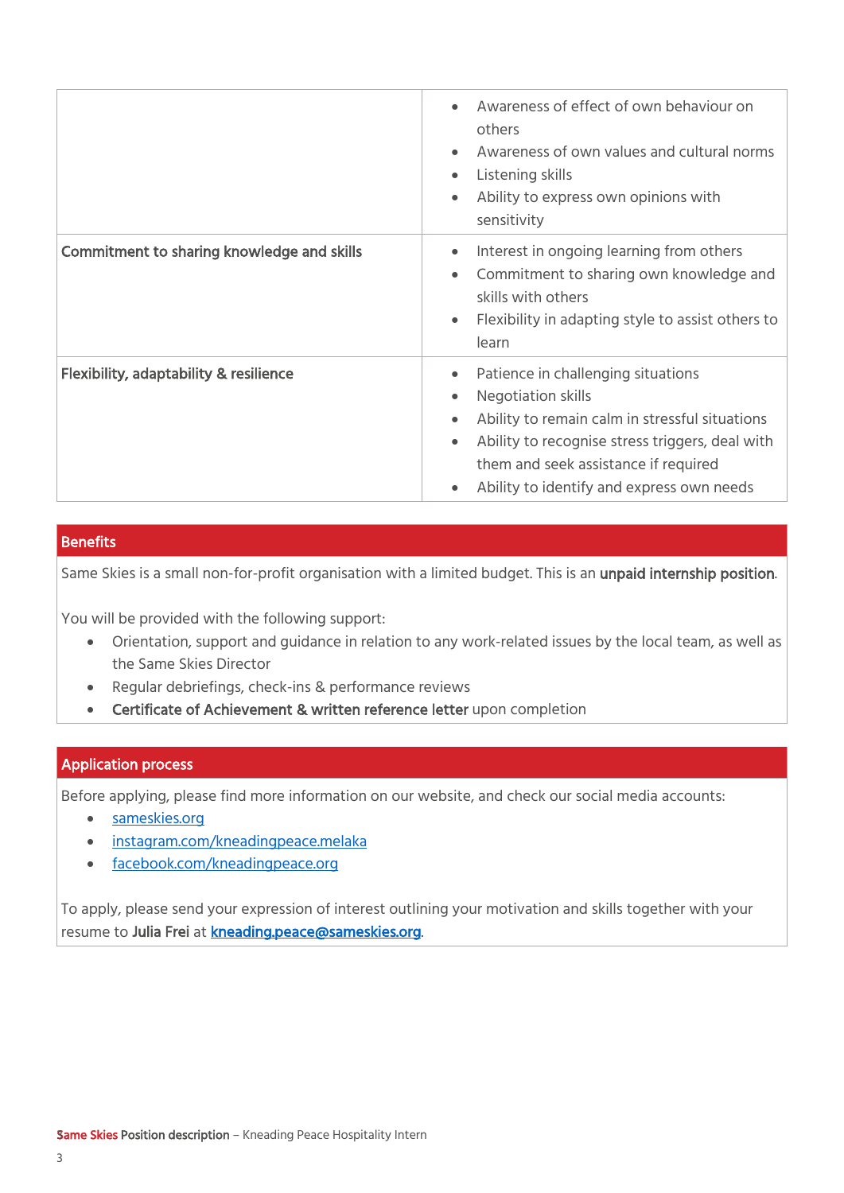| | |
|---|---|
| | • Awareness of effect of own behaviour on others<br>• Awareness of own values and cultural norms<br>• Listening skills<br>• Ability to express own opinions with sensitivity |
| **Commitment to sharing knowledge and skills** | • Interest in ongoing learning from others<br>• Commitment to sharing own knowledge and skills with others<br>• Flexibility in adapting style to assist others to learn |
| **Flexibility, adaptability & resilience** | • Patience in challenging situations<br>• Negotiation skills<br>• Ability to remain calm in stressful situations<br>• Ability to recognise stress triggers, deal with them and seek assistance if required<br>• Ability to identify and express own needs |

## Benefits

Same Skies is a small non-for-profit organisation with a limited budget. This is an **unpaid internship position**.

You will be provided with the following support:

- Orientation, support and guidance in relation to any work-related issues by the local team, as well as the Same Skies Director
- Regular debriefings, check-ins & performance reviews
- **Certificate of Achievement & written reference letter** upon completion

## Application process

Before applying, please find more information on our website, and check our social media accounts:

- [sameskies.org](sameskies.org)
- [instagram.com/kneadingpeace.melaka](instagram.com/kneadingpeace.melaka)
- [facebook.com/kneadingpeace.org](facebook.com/kneadingpeace.org)

To apply, please send your expression of interest outlining your motivation and skills together with your resume to **Julia Frei** at **[kneading.peace@sameskies.org](mailto:kneading.peace@sameskies.org)**.